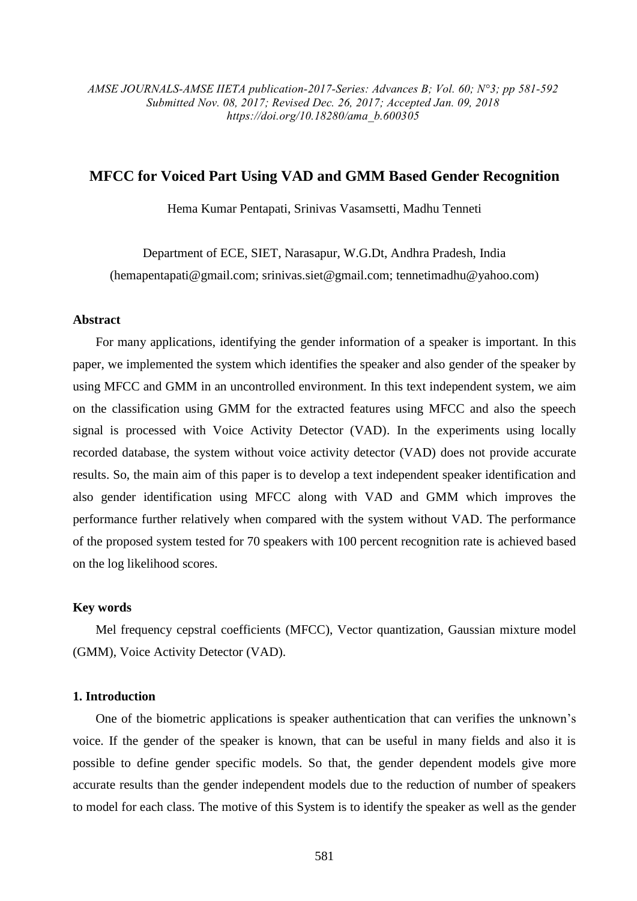# MFCC for Voiced Part Using VAD and GMM Based Gender Recognition

Hema Kumar Pentapati, Srinivas Vasamsetti, Madhu Tenneti

Department of ECE, SIET, Narasapur, W.G.Dt, Andhra Pradesh, India
(hemapentapati@gmail.com; srinivas.siet@gmail.com; tennetimadhu@yahoo.com)

### Abstract

For many applications, identifying the gender information of a speaker is important. In this paper, we implemented the system which identifies the speaker and also gender of the speaker by using MFCC and GMM in an uncontrolled environment. In this text independent system, we aim on the classification using GMM for the extracted features using MFCC and also the speech signal is processed with Voice Activity Detector (VAD). In the experiments using locally recorded database, the system without voice activity detector (VAD) does not provide accurate results. So, the main aim of this paper is to develop a text independent speaker identification and also gender identification using MFCC along with VAD and GMM which improves the performance further relatively when compared with the system without VAD. The performance of the proposed system tested for 70 speakers with 100 percent recognition rate is achieved based on the log likelihood scores.

### Key words

Mel frequency cepstral coefficients (MFCC), Vector quantization, Gaussian mixture model (GMM), Voice Activity Detector (VAD).

### 1. Introduction

One of the biometric applications is speaker authentication that can verifies the unknown's voice. If the gender of the speaker is known, that can be useful in many fields and also it is possible to define gender specific models. So that, the gender dependent models give more accurate results than the gender independent models due to the reduction of number of speakers to model for each class. The motive of this System is to identify the speaker as well as the gender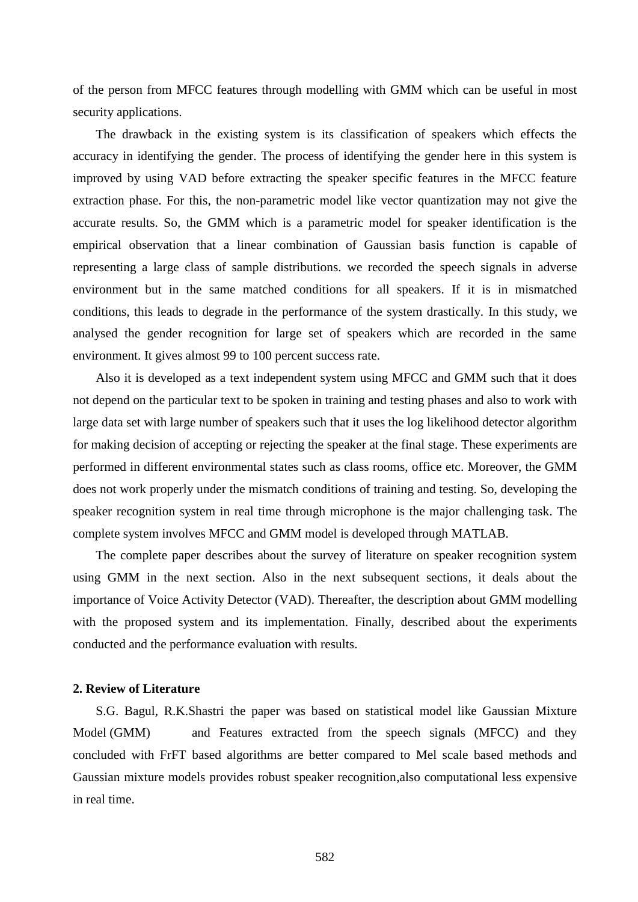of the person from MFCC features through modelling with GMM which can be useful in most security applications.

The drawback in the existing system is its classification of speakers which effects the accuracy in identifying the gender. The process of identifying the gender here in this system is improved by using VAD before extracting the speaker specific features in the MFCC feature extraction phase. For this, the non-parametric model like vector quantization may not give the accurate results. So, the GMM which is a parametric model for speaker identification is the empirical observation that a linear combination of Gaussian basis function is capable of representing a large class of sample distributions. we recorded the speech signals in adverse environment but in the same matched conditions for all speakers. If it is in mismatched conditions, this leads to degrade in the performance of the system drastically. In this study, we analysed the gender recognition for large set of speakers which are recorded in the same environment. It gives almost 99 to 100 percent success rate.

Also it is developed as a text independent system using MFCC and GMM such that it does not depend on the particular text to be spoken in training and testing phases and also to work with large data set with large number of speakers such that it uses the log likelihood detector algorithm for making decision of accepting or rejecting the speaker at the final stage. These experiments are performed in different environmental states such as class rooms, office etc. Moreover, the GMM does not work properly under the mismatch conditions of training and testing. So, developing the speaker recognition system in real time through microphone is the major challenging task. The complete system involves MFCC and GMM model is developed through MATLAB.

The complete paper describes about the survey of literature on speaker recognition system using GMM in the next section. Also in the next subsequent sections, it deals about the importance of Voice Activity Detector (VAD). Thereafter, the description about GMM modelling with the proposed system and its implementation. Finally, described about the experiments conducted and the performance evaluation with results.

## 2. Review of Literature

S.G. Bagul, R.K.Shastri the paper was based on statistical model like Gaussian Mixture Model (GMM) and Features extracted from the speech signals (MFCC) and they concluded with FrFT based algorithms are better compared to Mel scale based methods and Gaussian mixture models provides robust speaker recognition,also computational less expensive in real time.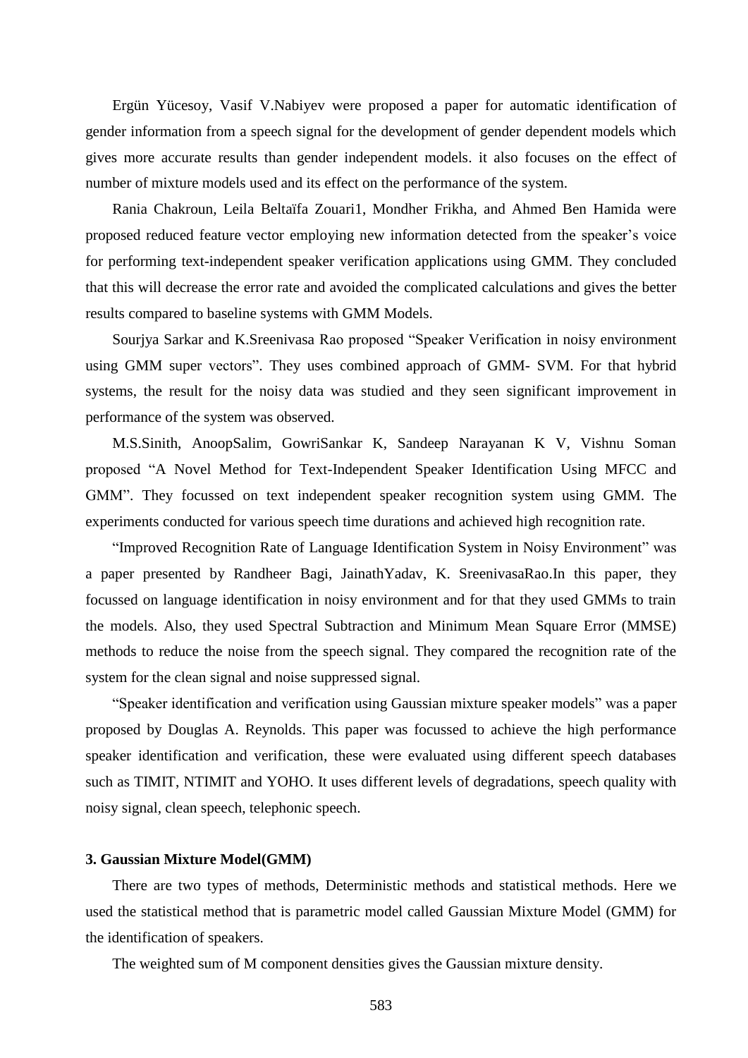Ergün Yücesoy, Vasif V.Nabiyev were proposed a paper for automatic identification of gender information from a speech signal for the development of gender dependent models which gives more accurate results than gender independent models. it also focuses on the effect of number of mixture models used and its effect on the performance of the system.

Rania Chakroun, Leila Beltaïfa Zouari1, Mondher Frikha, and Ahmed Ben Hamida were proposed reduced feature vector employing new information detected from the speaker's voice for performing text-independent speaker verification applications using GMM. They concluded that this will decrease the error rate and avoided the complicated calculations and gives the better results compared to baseline systems with GMM Models.

Sourjya Sarkar and K.Sreenivasa Rao proposed "Speaker Verification in noisy environment using GMM super vectors". They uses combined approach of GMM- SVM. For that hybrid systems, the result for the noisy data was studied and they seen significant improvement in performance of the system was observed.

M.S.Sinith, AnoopSalim, GowriSankar K, Sandeep Narayanan K V, Vishnu Soman proposed "A Novel Method for Text-Independent Speaker Identification Using MFCC and GMM". They focussed on text independent speaker recognition system using GMM. The experiments conducted for various speech time durations and achieved high recognition rate.

"Improved Recognition Rate of Language Identification System in Noisy Environment" was a paper presented by Randheer Bagi, JainathYadav, K. SreenivasaRao.In this paper, they focussed on language identification in noisy environment and for that they used GMMs to train the models. Also, they used Spectral Subtraction and Minimum Mean Square Error (MMSE) methods to reduce the noise from the speech signal. They compared the recognition rate of the system for the clean signal and noise suppressed signal.

"Speaker identification and verification using Gaussian mixture speaker models" was a paper proposed by Douglas A. Reynolds. This paper was focussed to achieve the high performance speaker identification and verification, these were evaluated using different speech databases such as TIMIT, NTIMIT and YOHO. It uses different levels of degradations, speech quality with noisy signal, clean speech, telephonic speech.

### 3. Gaussian Mixture Model(GMM)

There are two types of methods, Deterministic methods and statistical methods. Here we used the statistical method that is parametric model called Gaussian Mixture Model (GMM) for the identification of speakers.

The weighted sum of M component densities gives the Gaussian mixture density.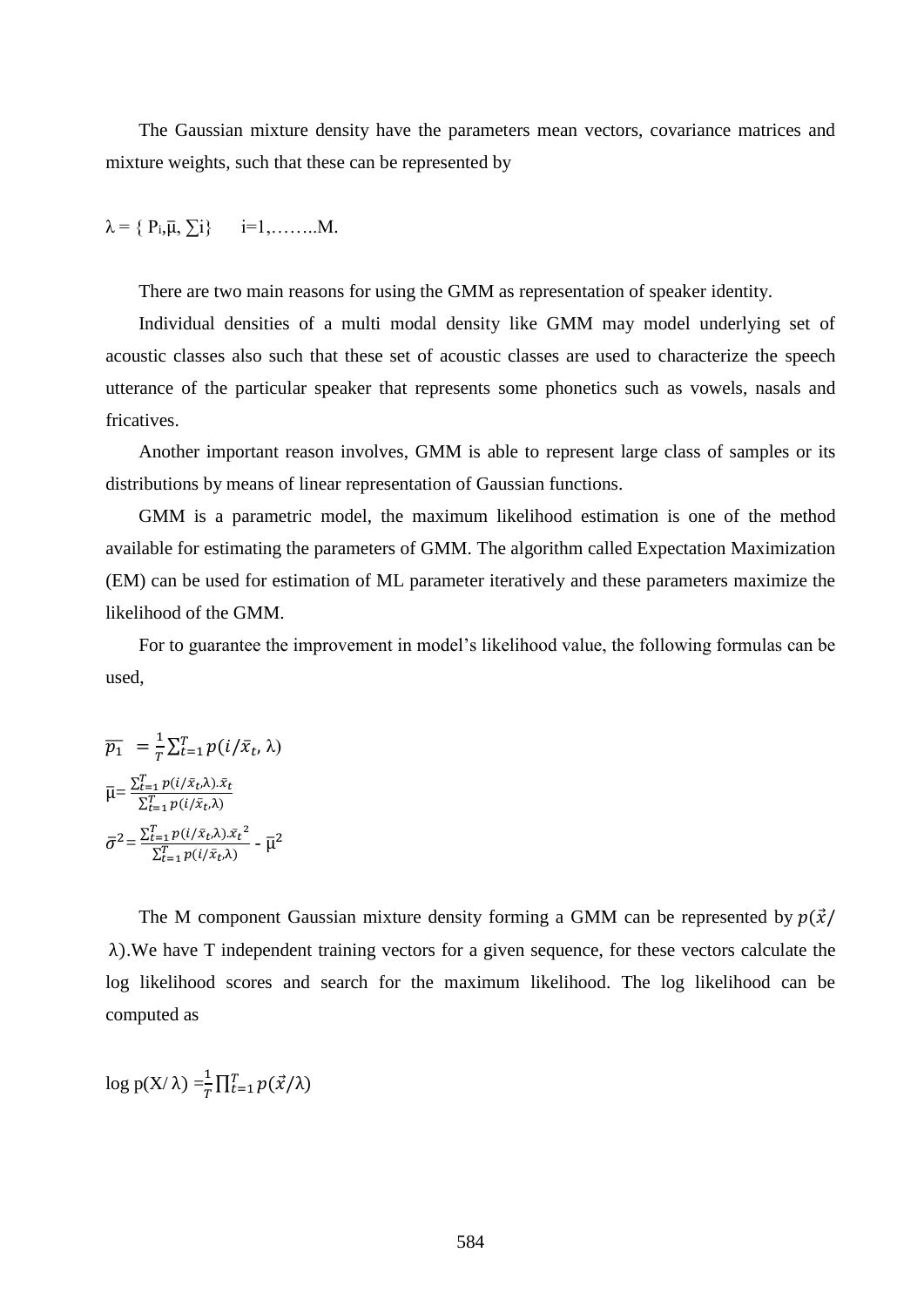The Gaussian mixture density have the parameters mean vectors, covariance matrices and mixture weights, such that these can be represented by

$$\lambda = \{ P_i, \bar{\mu}, \sum i\} \quad i=1,\ldots\ldots..M.$$

There are two main reasons for using the GMM as representation of speaker identity.

Individual densities of a multi modal density like GMM may model underlying set of acoustic classes also such that these set of acoustic classes are used to characterize the speech utterance of the particular speaker that represents some phonetics such as vowels, nasals and fricatives.

Another important reason involves, GMM is able to represent large class of samples or its distributions by means of linear representation of Gaussian functions.

GMM is a parametric model, the maximum likelihood estimation is one of the method available for estimating the parameters of GMM. The algorithm called Expectation Maximization (EM) can be used for estimation of ML parameter iteratively and these parameters maximize the likelihood of the GMM.

For to guarantee the improvement in model's likelihood value, the following formulas can be used,

$$\overline{p_1} = \frac{1}{T}\sum_{t=1}^{T} p(i/\bar{x}_t, \lambda)$$

$$\bar{\mu} = \frac{\sum_{t=1}^{T} p(i/\bar{x}_t, \lambda).\bar{x}_t}{\sum_{t=1}^{T} p(i/\bar{x}_t, \lambda)}$$

$$\bar{\sigma}^2 = \frac{\sum_{t=1}^{T} p(i/\bar{x}_t, \lambda).\bar{x}_t{}^2}{\sum_{t=1}^{T} p(i/\bar{x}_t, \lambda)} - \bar{\mu}^2$$

The M component Gaussian mixture density forming a GMM can be represented by $p(\vec{x}/\lambda)$.We have T independent training vectors for a given sequence, for these vectors calculate the log likelihood scores and search for the maximum likelihood. The log likelihood can be computed as

$$\log p(X/\lambda) = \frac{1}{T}\prod_{t=1}^{T} p(\vec{x}/\lambda)$$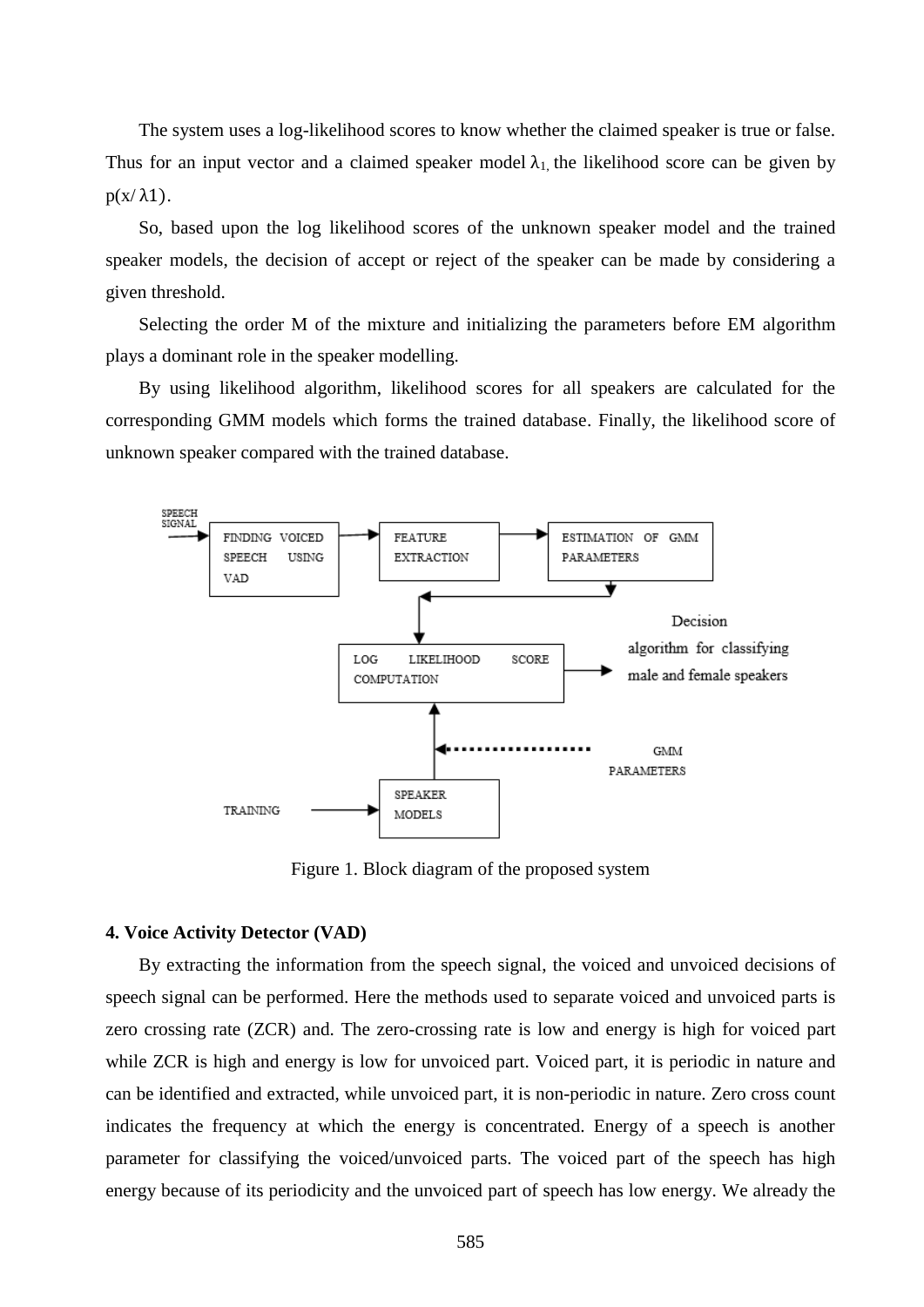The system uses a log-likelihood scores to know whether the claimed speaker is true or false. Thus for an input vector and a claimed speaker model $\lambda_1$, the likelihood score can be given by $p(x/\lambda 1)$.

So, based upon the log likelihood scores of the unknown speaker model and the trained speaker models, the decision of accept or reject of the speaker can be made by considering a given threshold.

Selecting the order M of the mixture and initializing the parameters before EM algorithm plays a dominant role in the speaker modelling.

By using likelihood algorithm, likelihood scores for all speakers are calculated for the corresponding GMM models which forms the trained database. Finally, the likelihood score of unknown speaker compared with the trained database.

SPEECH SIGNAL → FINDING VOICED SPEECH USING VAD → FEATURE EXTRACTION → ESTIMATION OF GMM PARAMETERS → LOG LIKELIHOOD SCORE COMPUTATION → Decision algorithm for classifying male and female speakers

TRAINING → SPEAKER MODELS → LOG LIKELIHOOD SCORE COMPUTATION (GMM PARAMETERS)

Figure 1. Block diagram of the proposed system

### 4. Voice Activity Detector (VAD)

By extracting the information from the speech signal, the voiced and unvoiced decisions of speech signal can be performed. Here the methods used to separate voiced and unvoiced parts is zero crossing rate (ZCR) and. The zero-crossing rate is low and energy is high for voiced part while ZCR is high and energy is low for unvoiced part. Voiced part, it is periodic in nature and can be identified and extracted, while unvoiced part, it is non-periodic in nature. Zero cross count indicates the frequency at which the energy is concentrated. Energy of a speech is another parameter for classifying the voiced/unvoiced parts. The voiced part of the speech has high energy because of its periodicity and the unvoiced part of speech has low energy. We already the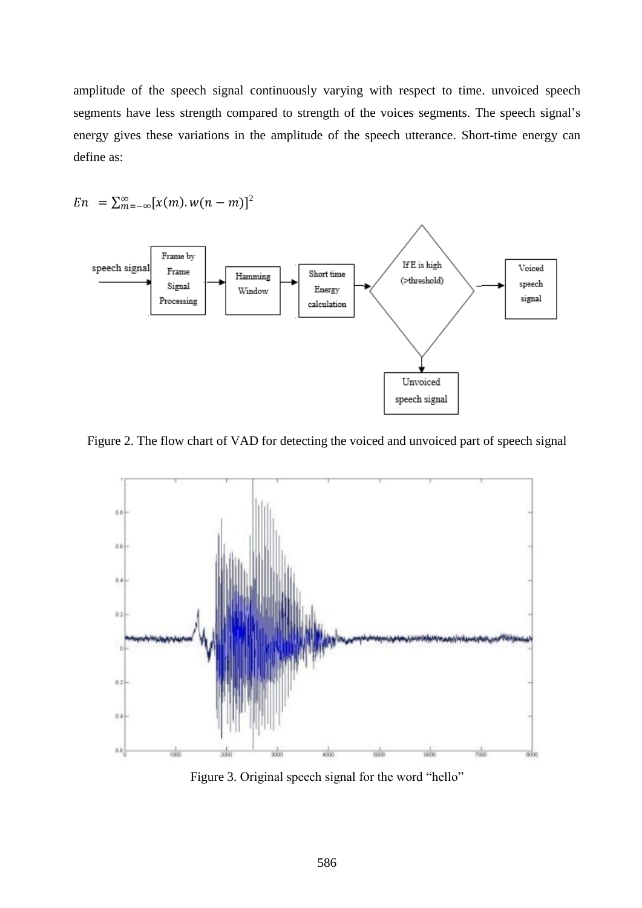amplitude of the speech signal continuously varying with respect to time. unvoiced speech segments have less strength compared to strength of the voices segments. The speech signal's energy gives these variations in the amplitude of the speech utterance. Short-time energy can define as:

$$En \;= \sum_{m=-\infty}^{\infty} [x(m).\, w(n-m)]^2$$

Figure 2. The flow chart of VAD for detecting the voiced and unvoiced part of speech signal

Figure 3. Original speech signal for the word "hello"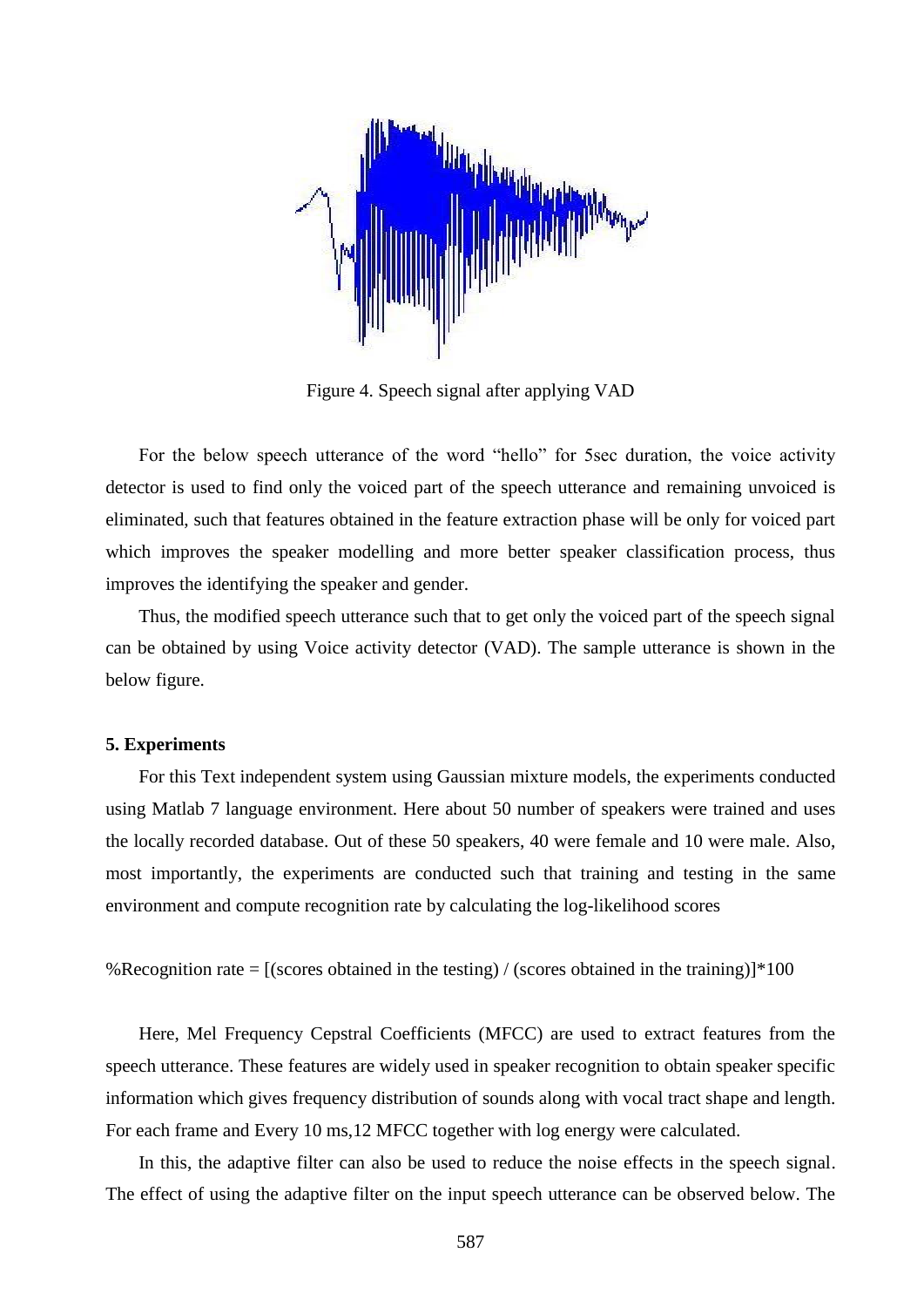Figure 4. Speech signal after applying VAD

For the below speech utterance of the word "hello" for 5sec duration, the voice activity detector is used to find only the voiced part of the speech utterance and remaining unvoiced is eliminated, such that features obtained in the feature extraction phase will be only for voiced part which improves the speaker modelling and more better speaker classification process, thus improves the identifying the speaker and gender.

Thus, the modified speech utterance such that to get only the voiced part of the speech signal can be obtained by using Voice activity detector (VAD). The sample utterance is shown in the below figure.

### 5. Experiments

For this Text independent system using Gaussian mixture models, the experiments conducted using Matlab 7 language environment. Here about 50 number of speakers were trained and uses the locally recorded database. Out of these 50 speakers, 40 were female and 10 were male. Also, most importantly, the experiments are conducted such that training and testing in the same environment and compute recognition rate by calculating the log-likelihood scores

%Recognition rate = [(scores obtained in the testing) / (scores obtained in the training)]*100

Here, Mel Frequency Cepstral Coefficients (MFCC) are used to extract features from the speech utterance. These features are widely used in speaker recognition to obtain speaker specific information which gives frequency distribution of sounds along with vocal tract shape and length. For each frame and Every 10 ms,12 MFCC together with log energy were calculated.

In this, the adaptive filter can also be used to reduce the noise effects in the speech signal. The effect of using the adaptive filter on the input speech utterance can be observed below. The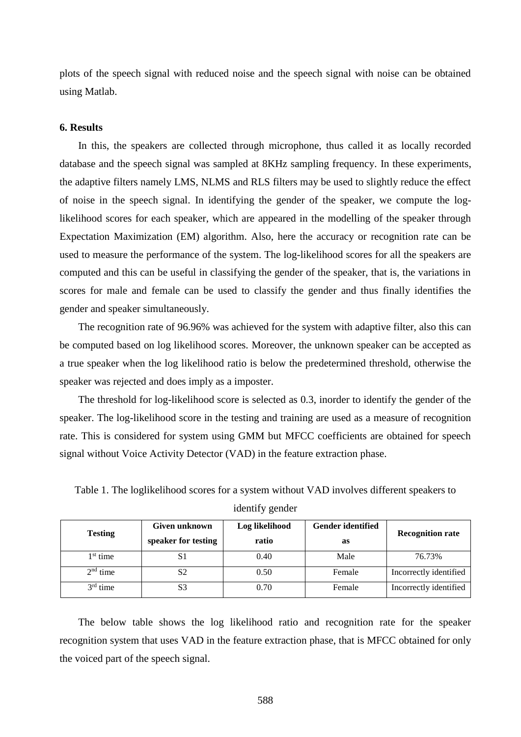plots of the speech signal with reduced noise and the speech signal with noise can be obtained using Matlab.

### 6. Results

In this, the speakers are collected through microphone, thus called it as locally recorded database and the speech signal was sampled at 8KHz sampling frequency. In these experiments, the adaptive filters namely LMS, NLMS and RLS filters may be used to slightly reduce the effect of noise in the speech signal. In identifying the gender of the speaker, we compute the log-likelihood scores for each speaker, which are appeared in the modelling of the speaker through Expectation Maximization (EM) algorithm. Also, here the accuracy or recognition rate can be used to measure the performance of the system. The log-likelihood scores for all the speakers are computed and this can be useful in classifying the gender of the speaker, that is, the variations in scores for male and female can be used to classify the gender and thus finally identifies the gender and speaker simultaneously.

The recognition rate of 96.96% was achieved for the system with adaptive filter, also this can be computed based on log likelihood scores. Moreover, the unknown speaker can be accepted as a true speaker when the log likelihood ratio is below the predetermined threshold, otherwise the speaker was rejected and does imply as a imposter.

The threshold for log-likelihood score is selected as 0.3, inorder to identify the gender of the speaker. The log-likelihood score in the testing and training are used as a measure of recognition rate. This is considered for system using GMM but MFCC coefficients are obtained for speech signal without Voice Activity Detector (VAD) in the feature extraction phase.

Table 1. The loglikelihood scores for a system without VAD involves different speakers to identify gender

| Testing | Given unknown speaker for testing | Log likelihood ratio | Gender identified as | Recognition rate |
|---|---|---|---|---|
| 1st time | S1 | 0.40 | Male | 76.73% |
| 2nd time | S2 | 0.50 | Female | Incorrectly identified |
| 3rd time | S3 | 0.70 | Female | Incorrectly identified |

The below table shows the log likelihood ratio and recognition rate for the speaker recognition system that uses VAD in the feature extraction phase, that is MFCC obtained for only the voiced part of the speech signal.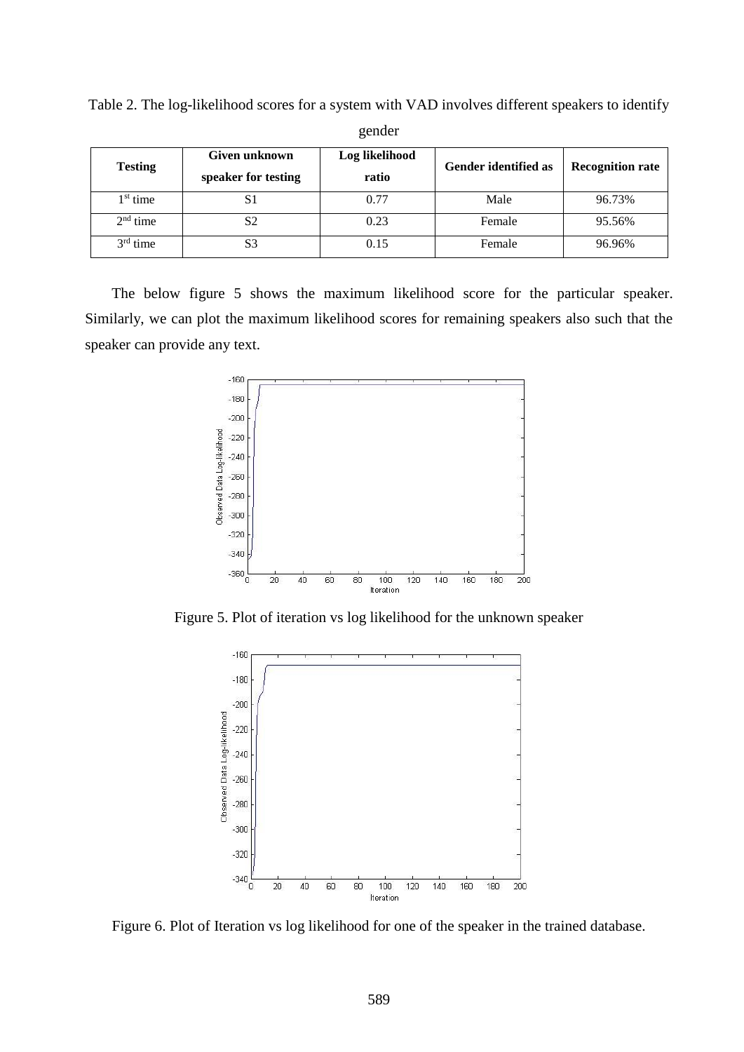Table 2. The log-likelihood scores for a system with VAD involves different speakers to identify gender

| Testing | Given unknown speaker for testing | Log likelihood ratio | Gender identified as | Recognition rate |
|---|---|---|---|---|
| 1st time | S1 | 0.77 | Male | 96.73% |
| 2nd time | S2 | 0.23 | Female | 95.56% |
| 3rd time | S3 | 0.15 | Female | 96.96% |

The below figure 5 shows the maximum likelihood score for the particular speaker. Similarly, we can plot the maximum likelihood scores for remaining speakers also such that the speaker can provide any text.

Figure 5. Plot of iteration vs log likelihood for the unknown speaker

Figure 6. Plot of Iteration vs log likelihood for one of the speaker in the trained database.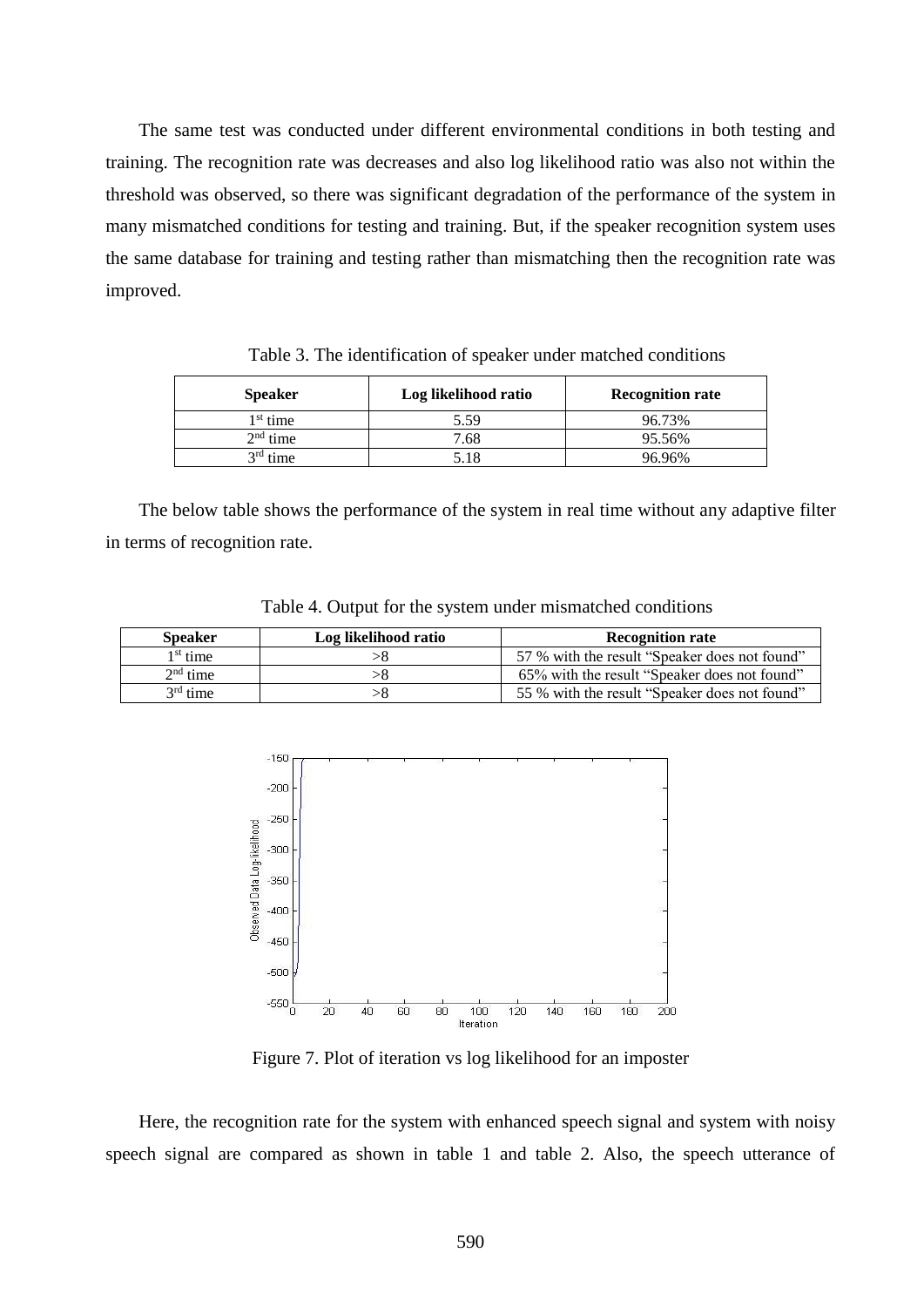The same test was conducted under different environmental conditions in both testing and training. The recognition rate was decreases and also log likelihood ratio was also not within the threshold was observed, so there was significant degradation of the performance of the system in many mismatched conditions for testing and training. But, if the speaker recognition system uses the same database for training and testing rather than mismatching then the recognition rate was improved.

Table 3. The identification of speaker under matched conditions

| Speaker | Log likelihood ratio | Recognition rate |
| --- | --- | --- |
| 1st time | 5.59 | 96.73% |
| 2nd time | 7.68 | 95.56% |
| 3rd time | 5.18 | 96.96% |

The below table shows the performance of the system in real time without any adaptive filter in terms of recognition rate.

Table 4. Output for the system under mismatched conditions

| Speaker | Log likelihood ratio | Recognition rate |
| --- | --- | --- |
| 1st time | >8 | 57 % with the result "Speaker does not found" |
| 2nd time | >8 | 65% with the result "Speaker does not found" |
| 3rd time | >8 | 55 % with the result "Speaker does not found" |

Figure 7. Plot of iteration vs log likelihood for an imposter

Here, the recognition rate for the system with enhanced speech signal and system with noisy speech signal are compared as shown in table 1 and table 2. Also, the speech utterance of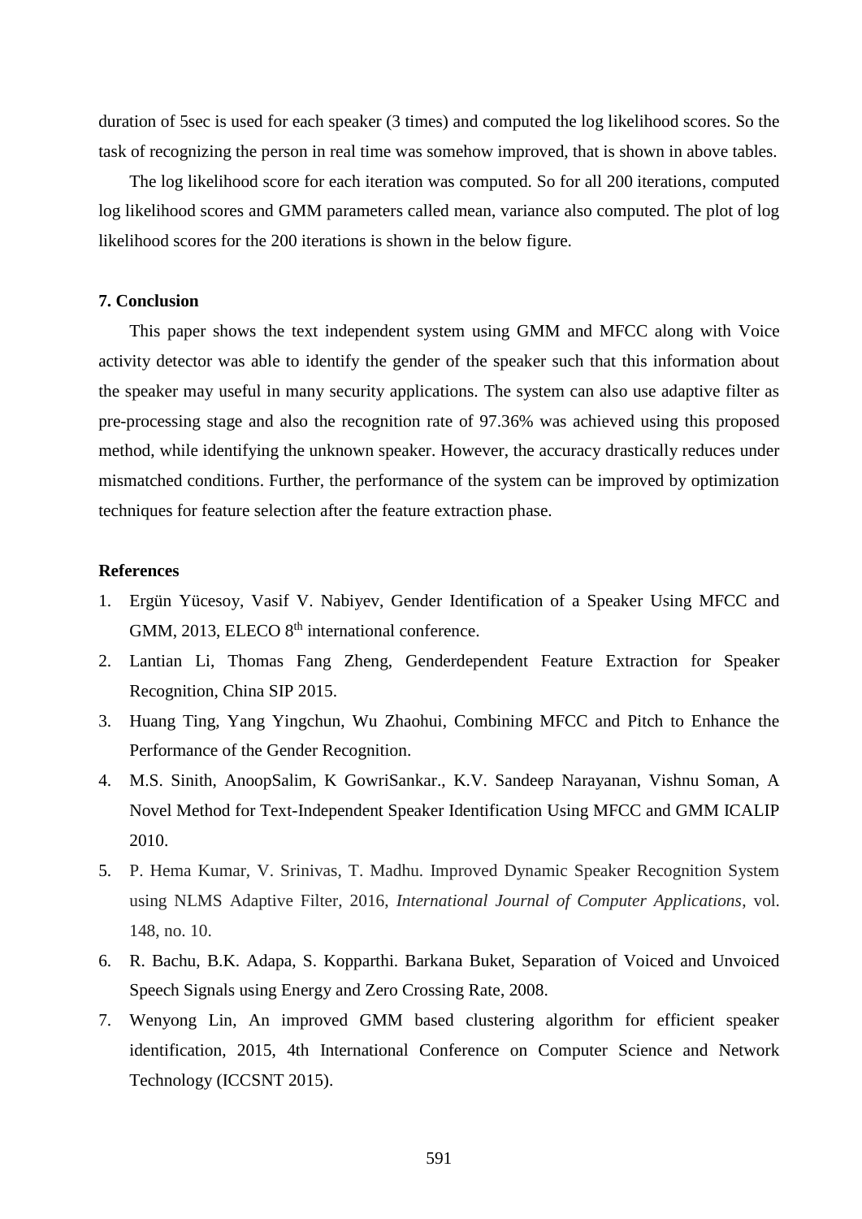duration of 5sec is used for each speaker (3 times) and computed the log likelihood scores. So the task of recognizing the person in real time was somehow improved, that is shown in above tables.

The log likelihood score for each iteration was computed. So for all 200 iterations, computed log likelihood scores and GMM parameters called mean, variance also computed. The plot of log likelihood scores for the 200 iterations is shown in the below figure.

## 7. Conclusion

This paper shows the text independent system using GMM and MFCC along with Voice activity detector was able to identify the gender of the speaker such that this information about the speaker may useful in many security applications. The system can also use adaptive filter as pre-processing stage and also the recognition rate of 97.36% was achieved using this proposed method, while identifying the unknown speaker. However, the accuracy drastically reduces under mismatched conditions. Further, the performance of the system can be improved by optimization techniques for feature selection after the feature extraction phase.

## References

1. Ergün Yücesoy, Vasif V. Nabiyev, Gender Identification of a Speaker Using MFCC and GMM, 2013, ELECO 8th international conference.
2. Lantian Li, Thomas Fang Zheng, Genderdependent Feature Extraction for Speaker Recognition, China SIP 2015.
3. Huang Ting, Yang Yingchun, Wu Zhaohui, Combining MFCC and Pitch to Enhance the Performance of the Gender Recognition.
4. M.S. Sinith, AnoopSalim, K GowriSankar., K.V. Sandeep Narayanan, Vishnu Soman, A Novel Method for Text-Independent Speaker Identification Using MFCC and GMM ICALIP 2010.
5. P. Hema Kumar, V. Srinivas, T. Madhu. Improved Dynamic Speaker Recognition System using NLMS Adaptive Filter, 2016, *International Journal of Computer Applications*, vol. 148, no. 10.
6. R. Bachu, B.K. Adapa, S. Kopparthi. Barkana Buket, Separation of Voiced and Unvoiced Speech Signals using Energy and Zero Crossing Rate, 2008.
7. Wenyong Lin, An improved GMM based clustering algorithm for efficient speaker identification, 2015, 4th International Conference on Computer Science and Network Technology (ICCSNT 2015).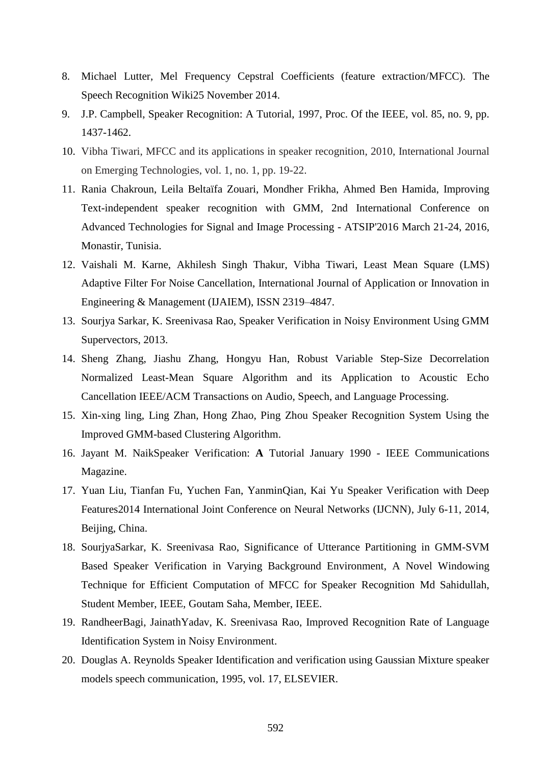8. Michael Lutter, Mel Frequency Cepstral Coefficients (feature extraction/MFCC). The Speech Recognition Wiki25 November 2014.
9. J.P. Campbell, Speaker Recognition: A Tutorial, 1997, Proc. Of the IEEE, vol. 85, no. 9, pp. 1437-1462.
10. Vibha Tiwari, MFCC and its applications in speaker recognition, 2010, International Journal on Emerging Technologies, vol. 1, no. 1, pp. 19-22.
11. Rania Chakroun, Leila Beltaïfa Zouari, Mondher Frikha, Ahmed Ben Hamida, Improving Text-independent speaker recognition with GMM, 2nd International Conference on Advanced Technologies for Signal and Image Processing - ATSIP'2016 March 21-24, 2016, Monastir, Tunisia.
12. Vaishali M. Karne, Akhilesh Singh Thakur, Vibha Tiwari, Least Mean Square (LMS) Adaptive Filter For Noise Cancellation, International Journal of Application or Innovation in Engineering & Management (IJAIEM), ISSN 2319–4847.
13. Sourjya Sarkar, K. Sreenivasa Rao, Speaker Verification in Noisy Environment Using GMM Supervectors, 2013.
14. Sheng Zhang, Jiashu Zhang, Hongyu Han, Robust Variable Step-Size Decorrelation Normalized Least-Mean Square Algorithm and its Application to Acoustic Echo Cancellation IEEE/ACM Transactions on Audio, Speech, and Language Processing.
15. Xin-xing ling, Ling Zhan, Hong Zhao, Ping Zhou Speaker Recognition System Using the Improved GMM-based Clustering Algorithm.
16. Jayant M. NaikSpeaker Verification: **A** Tutorial January 1990 - IEEE Communications Magazine.
17. Yuan Liu, Tianfan Fu, Yuchen Fan, YanminQian, Kai Yu Speaker Verification with Deep Features2014 International Joint Conference on Neural Networks (IJCNN), July 6-11, 2014, Beijing, China.
18. SourjyaSarkar, K. Sreenivasa Rao, Significance of Utterance Partitioning in GMM-SVM Based Speaker Verification in Varying Background Environment, A Novel Windowing Technique for Efficient Computation of MFCC for Speaker Recognition Md Sahidullah, Student Member, IEEE, Goutam Saha, Member, IEEE.
19. RandheerBagi, JainathYadav, K. Sreenivasa Rao, Improved Recognition Rate of Language Identification System in Noisy Environment.
20. Douglas A. Reynolds Speaker Identification and verification using Gaussian Mixture speaker models speech communication, 1995, vol. 17, ELSEVIER.